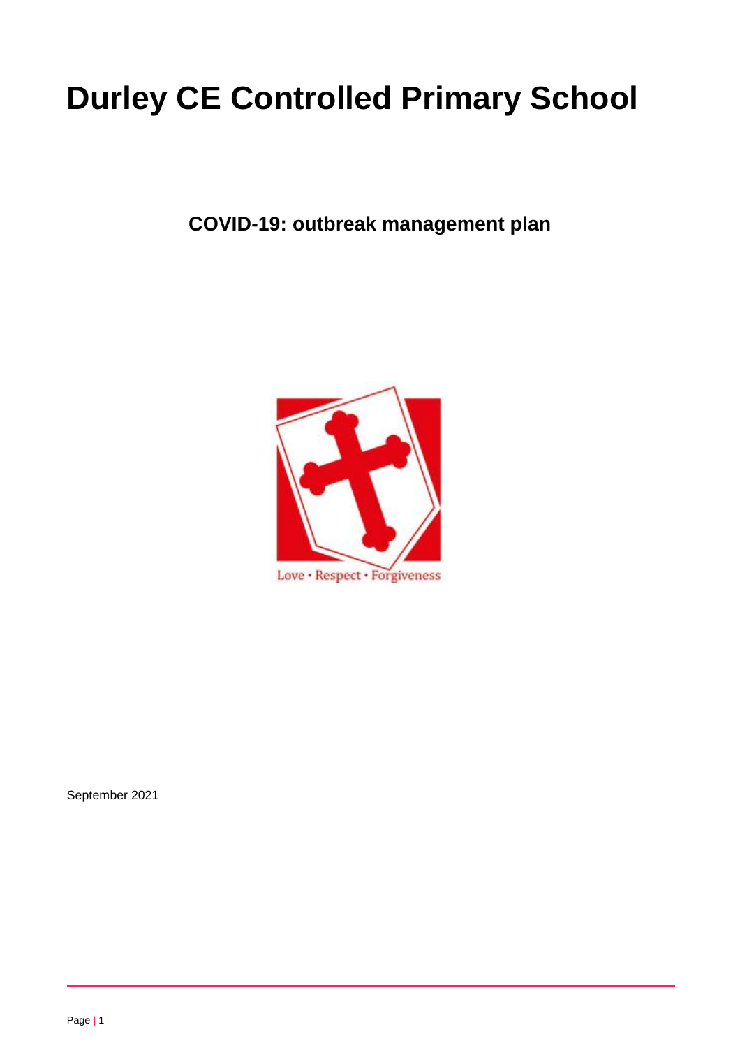# Durley CE Controlled Primary School

**COVID-19: outbreak management plan**

Love • Respect • Forgiveness

September 2021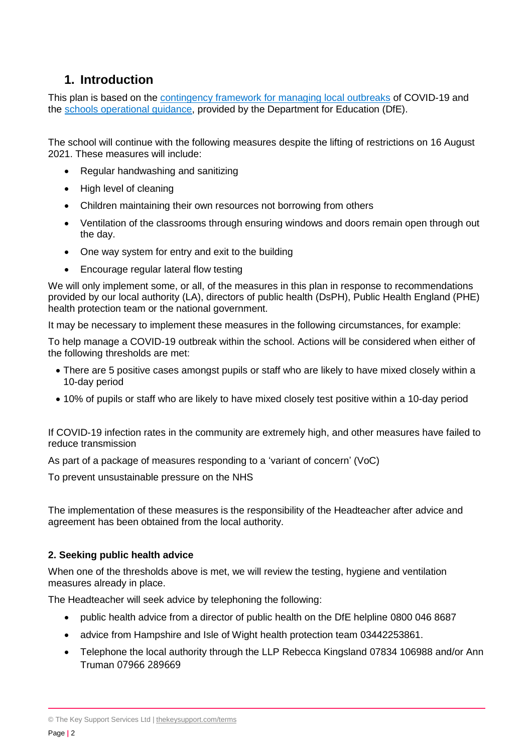## 1. Introduction

This plan is based on the [contingency framework for managing local outbreaks](#) of COVID-19 and the [schools operational guidance](#), provided by the Department for Education (DfE).

The school will continue with the following measures despite the lifting of restrictions on 16 August 2021. These measures will include:

- Regular handwashing and sanitizing
- High level of cleaning
- Children maintaining their own resources not borrowing from others
- Ventilation of the classrooms through ensuring windows and doors remain open through out the day.
- One way system for entry and exit to the building
- Encourage regular lateral flow testing

We will only implement some, or all, of the measures in this plan in response to recommendations provided by our local authority (LA), directors of public health (DsPH), Public Health England (PHE) health protection team or the national government.

It may be necessary to implement these measures in the following circumstances, for example:

To help manage a COVID-19 outbreak within the school. Actions will be considered when either of the following thresholds are met:

- There are 5 positive cases amongst pupils or staff who are likely to have mixed closely within a 10-day period
- 10% of pupils or staff who are likely to have mixed closely test positive within a 10-day period

If COVID-19 infection rates in the community are extremely high, and other measures have failed to reduce transmission

As part of a package of measures responding to a 'variant of concern' (VoC)

To prevent unsustainable pressure on the NHS

The implementation of these measures is the responsibility of the Headteacher after advice and agreement has been obtained from the local authority.

### 2. Seeking public health advice

When one of the thresholds above is met, we will review the testing, hygiene and ventilation measures already in place.

The Headteacher will seek advice by telephoning the following:

- public health advice from a director of public health on the DfE helpline 0800 046 8687
- advice from Hampshire and Isle of Wight health protection team 03442253861.
- Telephone the local authority through the LLP Rebecca Kingsland 07834 106988 and/or Ann Truman 07966 289669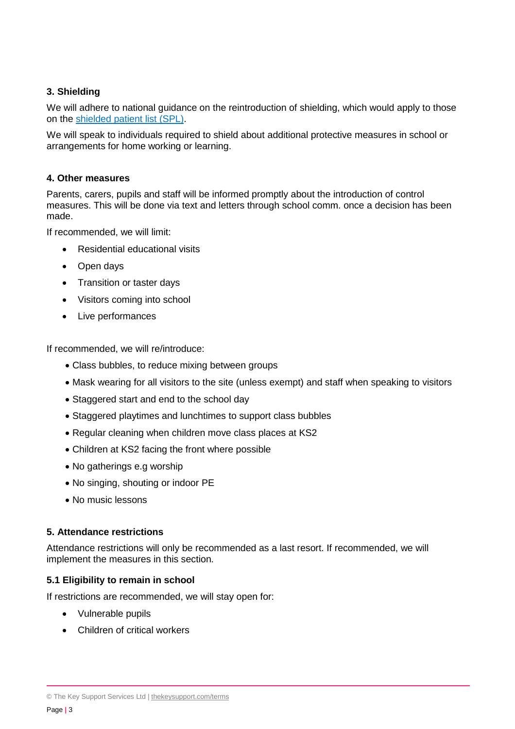### 3. Shielding

We will adhere to national guidance on the reintroduction of shielding, which would apply to those on the [shielded patient list (SPL)](#).

We will speak to individuals required to shield about additional protective measures in school or arrangements for home working or learning.

### 4. Other measures

Parents, carers, pupils and staff will be informed promptly about the introduction of control measures. This will be done via text and letters through school comm. once a decision has been made.

If recommended, we will limit:

- Residential educational visits
- Open days
- Transition or taster days
- Visitors coming into school
- Live performances

If recommended, we will re/introduce:

- Class bubbles, to reduce mixing between groups
- Mask wearing for all visitors to the site (unless exempt) and staff when speaking to visitors
- Staggered start and end to the school day
- Staggered playtimes and lunchtimes to support class bubbles
- Regular cleaning when children move class places at KS2
- Children at KS2 facing the front where possible
- No gatherings e.g worship
- No singing, shouting or indoor PE
- No music lessons

### 5. Attendance restrictions

Attendance restrictions will only be recommended as a last resort. If recommended, we will implement the measures in this section.

#### 5.1 Eligibility to remain in school

If restrictions are recommended, we will stay open for:

- Vulnerable pupils
- Children of critical workers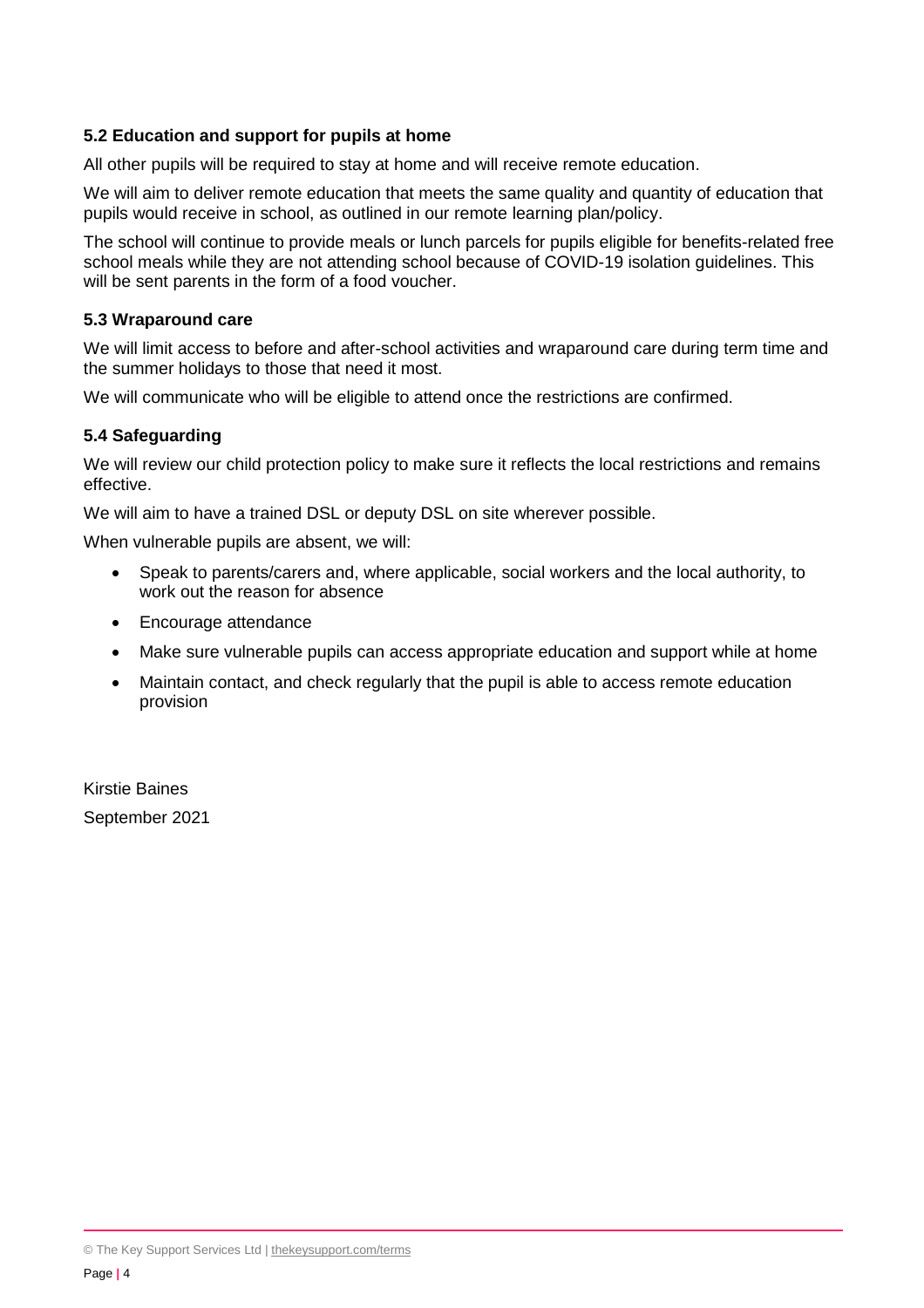### 5.2 Education and support for pupils at home

All other pupils will be required to stay at home and will receive remote education.

We will aim to deliver remote education that meets the same quality and quantity of education that pupils would receive in school, as outlined in our remote learning plan/policy.

The school will continue to provide meals or lunch parcels for pupils eligible for benefits-related free school meals while they are not attending school because of COVID-19 isolation guidelines. This will be sent parents in the form of a food voucher.

### 5.3 Wraparound care

We will limit access to before and after-school activities and wraparound care during term time and the summer holidays to those that need it most.

We will communicate who will be eligible to attend once the restrictions are confirmed.

### 5.4 Safeguarding

We will review our child protection policy to make sure it reflects the local restrictions and remains effective.

We will aim to have a trained DSL or deputy DSL on site wherever possible.

When vulnerable pupils are absent, we will:

- Speak to parents/carers and, where applicable, social workers and the local authority, to work out the reason for absence
- Encourage attendance
- Make sure vulnerable pupils can access appropriate education and support while at home
- Maintain contact, and check regularly that the pupil is able to access remote education provision

Kirstie Baines

September 2021